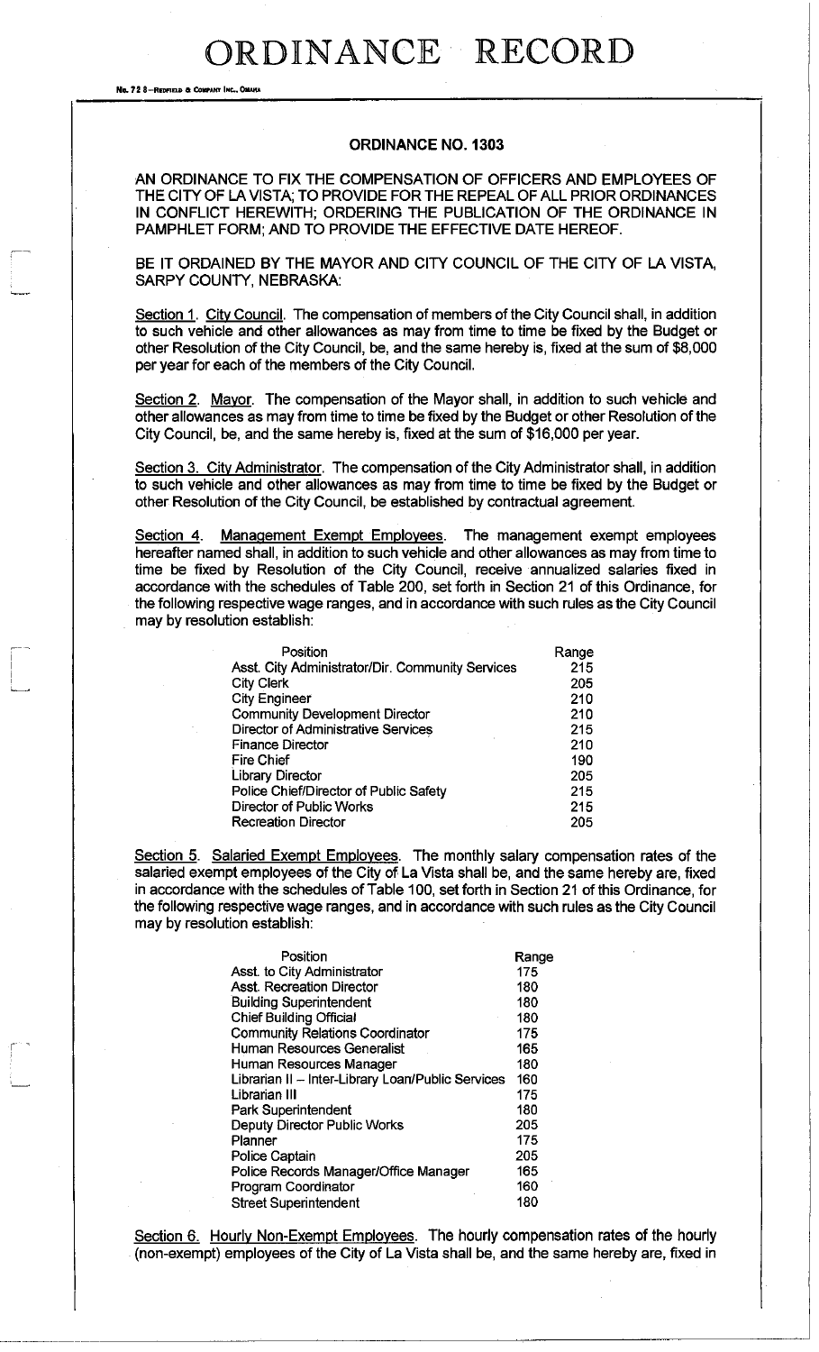# ORDINANCE RECORD

No. 72 8—REDFIELD & COMPANY INC., OMAHA

## ORDINANCE NO. 1303

AN ORDINANCE TO FIX THE COMPENSATION OF OFFICERS AND EMPLOYEES OF THE CITY OF LA VISTA; TO PROVIDE FOR THE REPEAL OF ALL PRIOR ORDINANCES IN CONFLICT HEREWITH; ORDERING THE PUBLICATION OF THE ORDINANCE IN PAMPHLET FORM; AND TO PROVIDE THE EFFECTIVE DATE HEREOF.

BE IT ORDAINED BY THE MAYOR AND CITY COUNCIL OF THE CITY OF LA VISTA, SARPY COUNTY, NEBRASKA:

Section 1. City Council. The compensation of members of the City Council shall, in addition to such vehicle and other allowances as may from time to time be fixed by the Budget or other Resolution of the City Council, be, and the same hereby is, fixed at the sum of $8,000 per year for each of the members of the City Council.

Section 2. Mayor. The compensation of the Mayor shall, in addition to such vehicle and other allowances as may from time to time be fixed by the Budget or other Resolution of the City Council, be, and the same hereby is, fixed at the sum of $16,000 per year.

Section 3. City Administrator. The compensation of the City Administrator shall, in addition to such vehicle and other allowances as may from time to time be fixed by the Budget or other Resolution of the City Council, be established by contractual agreement.

Section 4. Management Exempt Employees. The management exempt employees hereafter named shall, in addition to such vehicle and other allowances as may from time to time be fixed by Resolution of the City Council, receive annualized salaries fixed in accordance with the schedules of Table 200, set forth in Section 21 of this Ordinance, for the following respective wage ranges, and in accordance with such rules as the City Council may by resolution establish:

| Position | Range |
|---|---|
| Asst. City Administrator/Dir. Community Services | 215 |
| City Clerk | 205 |
| City Engineer | 210 |
| Community Development Director | 210 |
| Director of Administrative Services | 215 |
| Finance Director | 210 |
| Fire Chief | 190 |
| Library Director | 205 |
| Police Chief/Director of Public Safety | 215 |
| Director of Public Works | 215 |
| Recreation Director | 205 |

Section 5. Salaried Exempt Employees. The monthly salary compensation rates of the salaried exempt employees of the City of La Vista shall be, and the same hereby are, fixed in accordance with the schedules of Table 100, set forth in Section 21 of this Ordinance, for the following respective wage ranges, and in accordance with such rules as the City Council may by resolution establish:

| Position | Range |
|---|---|
| Asst. to City Administrator | 175 |
| Asst. Recreation Director | 180 |
| Building Superintendent | 180 |
| Chief Building Official | 180 |
| Community Relations Coordinator | 175 |
| Human Resources Generalist | 165 |
| Human Resources Manager | 180 |
| Librarian II – Inter-Library Loan/Public Services | 160 |
| Librarian III | 175 |
| Park Superintendent | 180 |
| Deputy Director Public Works | 205 |
| Planner | 175 |
| Police Captain | 205 |
| Police Records Manager/Office Manager | 165 |
| Program Coordinator | 160 |
| Street Superintendent | 180 |

Section 6. Hourly Non-Exempt Employees. The hourly compensation rates of the hourly (non-exempt) employees of the City of La Vista shall be, and the same hereby are, fixed in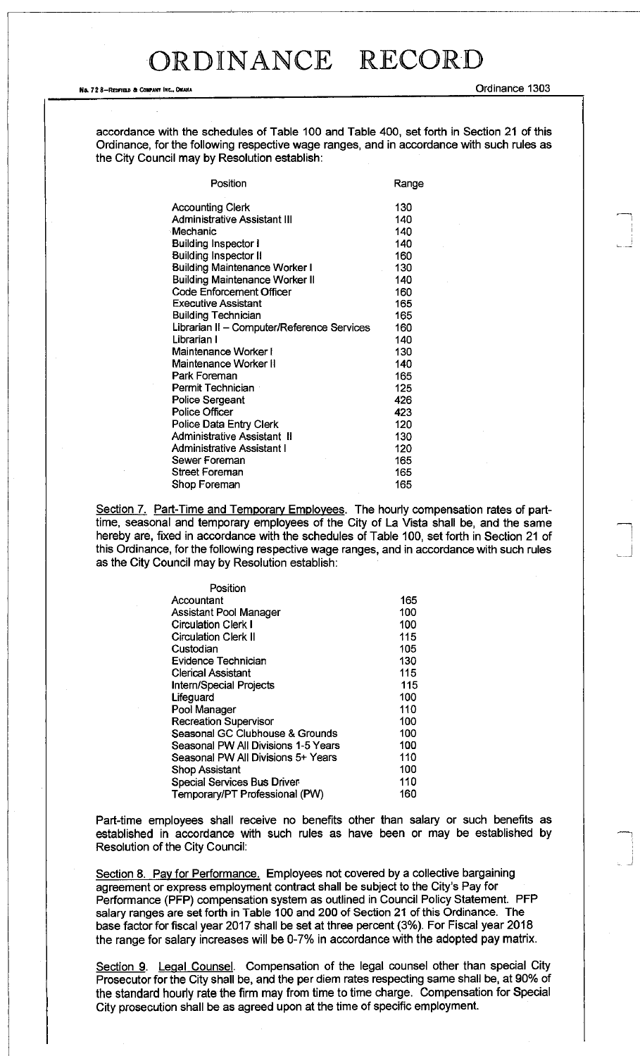accordance with the schedules of Table 100 and Table 400, set forth in Section 21 of this Ordinance, for the following respective wage ranges, and in accordance with such rules as the City Council may by Resolution establish:

| Position | Range |
|---|---|
| Accounting Clerk | 130 |
| Administrative Assistant III | 140 |
| Mechanic | 140 |
| Building Inspector I | 140 |
| Building Inspector II | 160 |
| Building Maintenance Worker I | 130 |
| Building Maintenance Worker II | 140 |
| Code Enforcement Officer | 160 |
| Executive Assistant | 165 |
| Building Technician | 165 |
| Librarian II – Computer/Reference Services | 160 |
| Librarian I | 140 |
| Maintenance Worker I | 130 |
| Maintenance Worker II | 140 |
| Park Foreman | 165 |
| Permit Technician | 125 |
| Police Sergeant | 426 |
| Police Officer | 423 |
| Police Data Entry Clerk | 120 |
| Administrative Assistant II | 130 |
| Administrative Assistant I | 120 |
| Sewer Foreman | 165 |
| Street Foreman | 165 |
| Shop Foreman | 165 |

Section 7. Part-Time and Temporary Employees. The hourly compensation rates of part-time, seasonal and temporary employees of the City of La Vista shall be, and the same hereby are, fixed in accordance with the schedules of Table 100, set forth in Section 21 of this Ordinance, for the following respective wage ranges, and in accordance with such rules as the City Council may by Resolution establish:

| Position | |
|---|---|
| Accountant | 165 |
| Assistant Pool Manager | 100 |
| Circulation Clerk I | 100 |
| Circulation Clerk II | 115 |
| Custodian | 105 |
| Evidence Technician | 130 |
| Clerical Assistant | 115 |
| Intern/Special Projects | 115 |
| Lifeguard | 100 |
| Pool Manager | 110 |
| Recreation Supervisor | 100 |
| Seasonal GC Clubhouse & Grounds | 100 |
| Seasonal PW All Divisions 1-5 Years | 100 |
| Seasonal PW All Divisions 5+ Years | 110 |
| Shop Assistant | 100 |
| Special Services Bus Driver | 110 |
| Temporary/PT Professional (PW) | 160 |

Part-time employees shall receive no benefits other than salary or such benefits as established in accordance with such rules as have been or may be established by Resolution of the City Council:

Section 8. Pay for Performance. Employees not covered by a collective bargaining agreement or express employment contract shall be subject to the City's Pay for Performance (PFP) compensation system as outlined in Council Policy Statement. PFP salary ranges are set forth in Table 100 and 200 of Section 21 of this Ordinance. The base factor for fiscal year 2017 shall be set at three percent (3%). For Fiscal year 2018 the range for salary increases will be 0-7% in accordance with the adopted pay matrix.

Section 9. Legal Counsel. Compensation of the legal counsel other than special City Prosecutor for the City shall be, and the per diem rates respecting same shall be, at 90% of the standard hourly rate the firm may from time to time charge. Compensation for Special City prosecution shall be as agreed upon at the time of specific employment.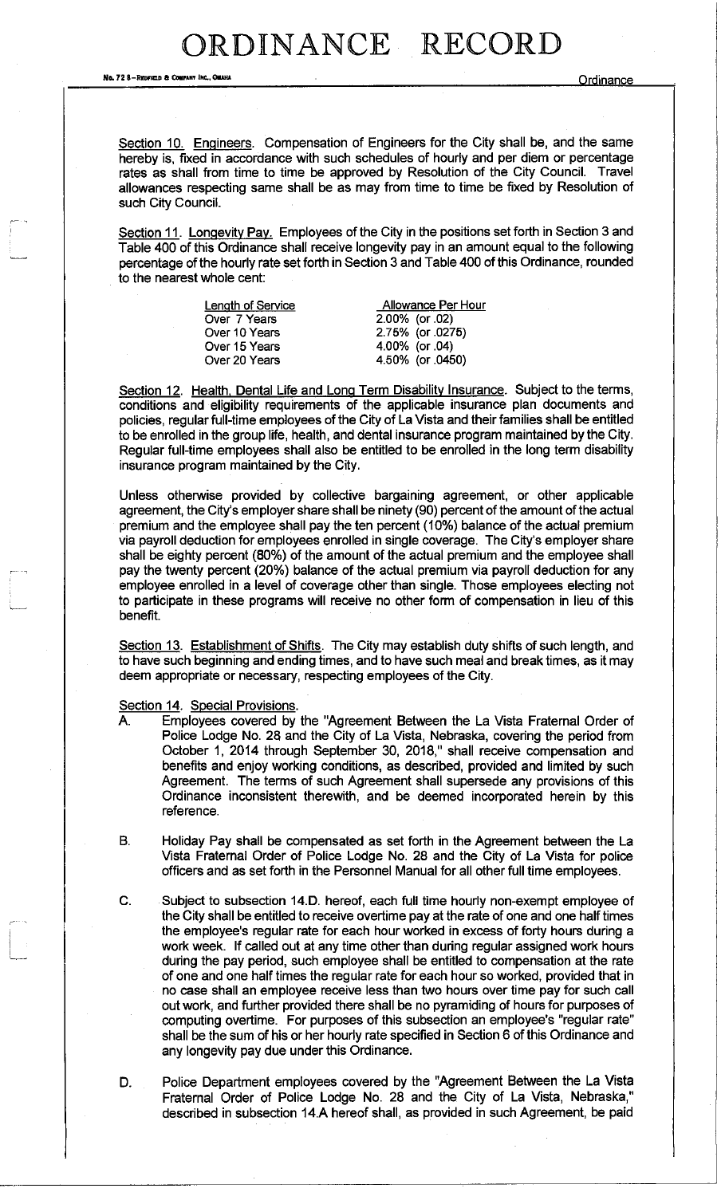Section 10. Engineers. Compensation of Engineers for the City shall be, and the same hereby is, fixed in accordance with such schedules of hourly and per diem or percentage rates as shall from time to time be approved by Resolution of the City Council. Travel allowances respecting same shall be as may from time to time be fixed by Resolution of such City Council.

Section 11. Longevity Pay. Employees of the City in the positions set forth in Section 3 and Table 400 of this Ordinance shall receive longevity pay in an amount equal to the following percentage of the hourly rate set forth in Section 3 and Table 400 of this Ordinance, rounded to the nearest whole cent:

| Length of Service | Allowance Per Hour |
|---|---|
| Over 7 Years | 2.00% (or .02) |
| Over 10 Years | 2.75% (or .0275) |
| Over 15 Years | 4.00% (or .04) |
| Over 20 Years | 4.50% (or .0450) |

Section 12. Health, Dental Life and Long Term Disability Insurance. Subject to the terms, conditions and eligibility requirements of the applicable insurance plan documents and policies, regular full-time employees of the City of La Vista and their families shall be entitled to be enrolled in the group life, health, and dental insurance program maintained by the City. Regular full-time employees shall also be entitled to be enrolled in the long term disability insurance program maintained by the City.

Unless otherwise provided by collective bargaining agreement, or other applicable agreement, the City's employer share shall be ninety (90) percent of the amount of the actual premium and the employee shall pay the ten percent (10%) balance of the actual premium via payroll deduction for employees enrolled in single coverage. The City's employer share shall be eighty percent (80%) of the amount of the actual premium and the employee shall pay the twenty percent (20%) balance of the actual premium via payroll deduction for any employee enrolled in a level of coverage other than single. Those employees electing not to participate in these programs will receive no other form of compensation in lieu of this benefit.

Section 13. Establishment of Shifts. The City may establish duty shifts of such length, and to have such beginning and ending times, and to have such meal and break times, as it may deem appropriate or necessary, respecting employees of the City.

Section 14. Special Provisions.

A. Employees covered by the "Agreement Between the La Vista Fraternal Order of Police Lodge No. 28 and the City of La Vista, Nebraska, covering the period from October 1, 2014 through September 30, 2018," shall receive compensation and benefits and enjoy working conditions, as described, provided and limited by such Agreement. The terms of such Agreement shall supersede any provisions of this Ordinance inconsistent therewith, and be deemed incorporated herein by this reference.

B. Holiday Pay shall be compensated as set forth in the Agreement between the La Vista Fraternal Order of Police Lodge No. 28 and the City of La Vista for police officers and as set forth in the Personnel Manual for all other full time employees.

C. Subject to subsection 14.D. hereof, each full time hourly non-exempt employee of the City shall be entitled to receive overtime pay at the rate of one and one half times the employee's regular rate for each hour worked in excess of forty hours during a work week. If called out at any time other than during regular assigned work hours during the pay period, such employee shall be entitled to compensation at the rate of one and one half times the regular rate for each hour so worked, provided that in no case shall an employee receive less than two hours over time pay for such call out work, and further provided there shall be no pyramiding of hours for purposes of computing overtime. For purposes of this subsection an employee's "regular rate" shall be the sum of his or her hourly rate specified in Section 6 of this Ordinance and any longevity pay due under this Ordinance.

D. Police Department employees covered by the "Agreement Between the La Vista Fraternal Order of Police Lodge No. 28 and the City of La Vista, Nebraska," described in subsection 14.A hereof shall, as provided in such Agreement, be paid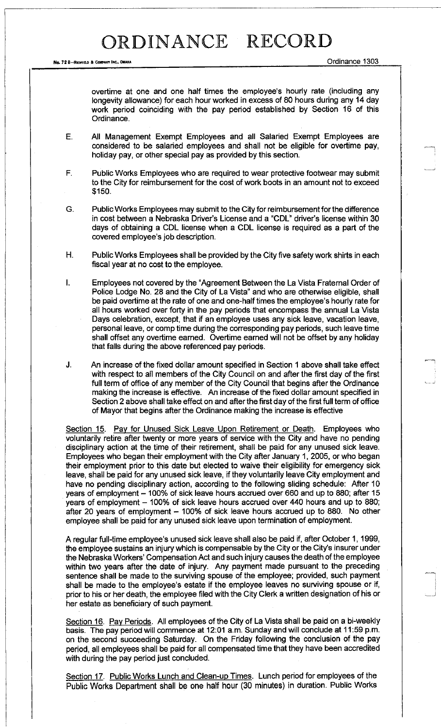overtime at one and one half times the employee's hourly rate (including any longevity allowance) for each hour worked in excess of 80 hours during any 14 day work period coinciding with the pay period established by Section 16 of this Ordinance.

E. All Management Exempt Employees and all Salaried Exempt Employees are considered to be salaried employees and shall not be eligible for overtime pay, holiday pay, or other special pay as provided by this section.

F. Public Works Employees who are required to wear protective footwear may submit to the City for reimbursement for the cost of work boots in an amount not to exceed $150.

G. Public Works Employees may submit to the City for reimbursement for the difference in cost between a Nebraska Driver's License and a "CDL" driver's license within 30 days of obtaining a CDL license when a CDL license is required as a part of the covered employee's job description.

H. Public Works Employees shall be provided by the City five safety work shirts in each fiscal year at no cost to the employee.

I. Employees not covered by the "Agreement Between the La Vista Fraternal Order of Police Lodge No. 28 and the City of La Vista" and who are otherwise eligible, shall be paid overtime at the rate of one and one-half times the employee's hourly rate for all hours worked over forty in the pay periods that encompass the annual La Vista Days celebration, except, that if an employee uses any sick leave, vacation leave, personal leave, or comp time during the corresponding pay periods, such leave time shall offset any overtime earned. Overtime earned will not be offset by any holiday that falls during the above referenced pay periods.

J. An increase of the fixed dollar amount specified in Section 1 above shall take effect with respect to all members of the City Council on and after the first day of the first full term of office of any member of the City Council that begins after the Ordinance making the increase is effective. An increase of the fixed dollar amount specified in Section 2 above shall take effect on and after the first day of the first full term of office of Mayor that begins after the Ordinance making the increase is effective

Section 15. Pay for Unused Sick Leave Upon Retirement or Death. Employees who voluntarily retire after twenty or more years of service with the City and have no pending disciplinary action at the time of their retirement, shall be paid for any unused sick leave. Employees who began their employment with the City after January 1, 2005, or who began their employment prior to this date but elected to waive their eligibility for emergency sick leave, shall be paid for any unused sick leave, if they voluntarily leave City employment and have no pending disciplinary action, according to the following sliding schedule: After 10 years of employment – 100% of sick leave hours accrued over 660 and up to 880; after 15 years of employment – 100% of sick leave hours accrued over 440 hours and up to 880; after 20 years of employment – 100% of sick leave hours accrued up to 880. No other employee shall be paid for any unused sick leave upon termination of employment.

A regular full-time employee's unused sick leave shall also be paid if, after October 1, 1999, the employee sustains an injury which is compensable by the City or the City's insurer under the Nebraska Workers' Compensation Act and such injury causes the death of the employee within two years after the date of injury. Any payment made pursuant to the preceding sentence shall be made to the surviving spouse of the employee; provided, such payment shall be made to the employee's estate if the employee leaves no surviving spouse or if, prior to his or her death, the employee filed with the City Clerk a written designation of his or her estate as beneficiary of such payment.

Section 16. Pay Periods. All employees of the City of La Vista shall be paid on a bi-weekly basis. The pay period will commence at 12:01 a.m. Sunday and will conclude at 11:59 p.m. on the second succeeding Saturday. On the Friday following the conclusion of the pay period, all employees shall be paid for all compensated time that they have been accredited with during the pay period just concluded.

Section 17. Public Works Lunch and Clean-up Times. Lunch period for employees of the Public Works Department shall be one half hour (30 minutes) in duration. Public Works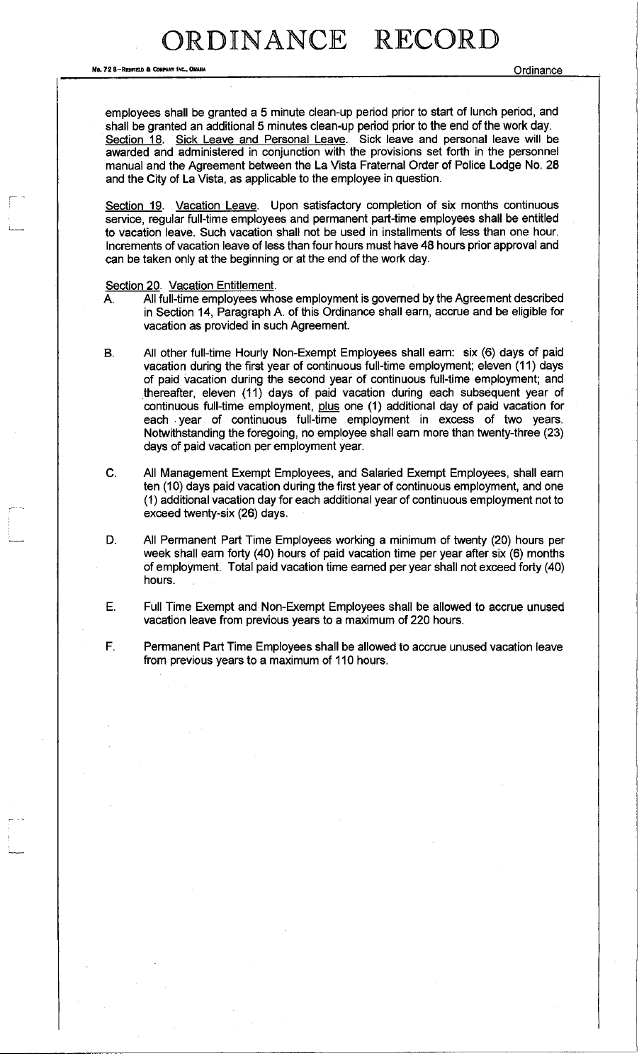employees shall be granted a 5 minute clean-up period prior to start of lunch period, and shall be granted an additional 5 minutes clean-up period prior to the end of the work day.

Section 18. Sick Leave and Personal Leave. Sick leave and personal leave will be awarded and administered in conjunction with the provisions set forth in the personnel manual and the Agreement between the La Vista Fraternal Order of Police Lodge No. 28 and the City of La Vista, as applicable to the employee in question.

Section 19. Vacation Leave. Upon satisfactory completion of six months continuous service, regular full-time employees and permanent part-time employees shall be entitled to vacation leave. Such vacation shall not be used in installments of less than one hour. Increments of vacation leave of less than four hours must have 48 hours prior approval and can be taken only at the beginning or at the end of the work day.

Section 20. Vacation Entitlement.

A. All full-time employees whose employment is governed by the Agreement described in Section 14, Paragraph A. of this Ordinance shall earn, accrue and be eligible for vacation as provided in such Agreement.

B. All other full-time Hourly Non-Exempt Employees shall earn: six (6) days of paid vacation during the first year of continuous full-time employment; eleven (11) days of paid vacation during the second year of continuous full-time employment; and thereafter, eleven (11) days of paid vacation during each subsequent year of continuous full-time employment, plus one (1) additional day of paid vacation for each year of continuous full-time employment in excess of two years. Notwithstanding the foregoing, no employee shall earn more than twenty-three (23) days of paid vacation per employment year.

C. All Management Exempt Employees, and Salaried Exempt Employees, shall earn ten (10) days paid vacation during the first year of continuous employment, and one (1) additional vacation day for each additional year of continuous employment not to exceed twenty-six (26) days.

D. All Permanent Part Time Employees working a minimum of twenty (20) hours per week shall earn forty (40) hours of paid vacation time per year after six (6) months of employment. Total paid vacation time earned per year shall not exceed forty (40) hours.

E. Full Time Exempt and Non-Exempt Employees shall be allowed to accrue unused vacation leave from previous years to a maximum of 220 hours.

F. Permanent Part Time Employees shall be allowed to accrue unused vacation leave from previous years to a maximum of 110 hours.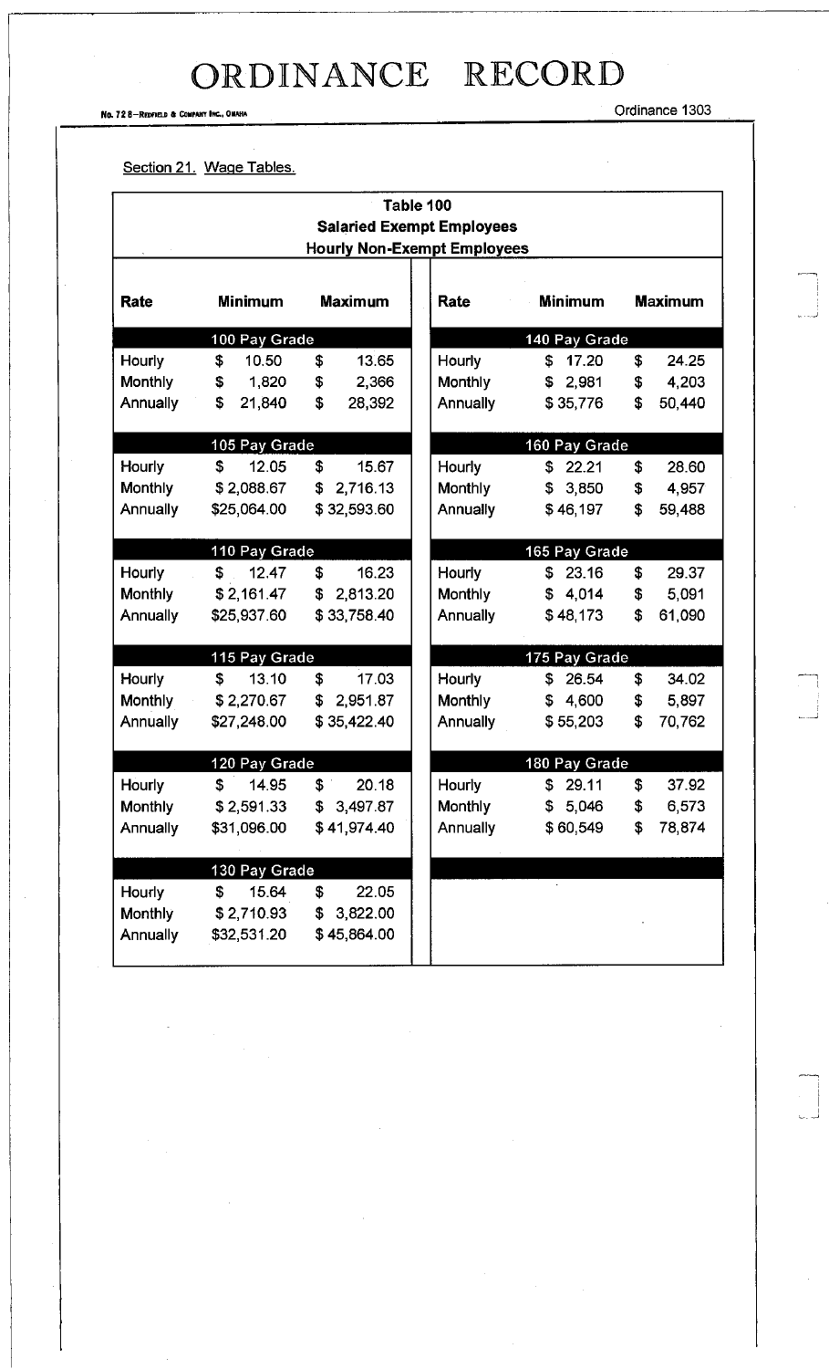# ORDINANCE RECORD

Ordinance 1303

Section 21. Wage Tables.

**Table 100**
**Salaried Exempt Employees**
**Hourly Non-Exempt Employees**

| Rate | Minimum | Maximum | Rate | Minimum | Maximum |
|---|---|---|---|---|---|
| **100 Pay Grade** | | | **140 Pay Grade** | | |
| Hourly | $ 10.50 | $ 13.65 | Hourly | $ 17.20 | $ 24.25 |
| Monthly | $ 1,820 | $ 2,366 | Monthly | $ 2,981 | $ 4,203 |
| Annually | $ 21,840 | $ 28,392 | Annually | $ 35,776 | $ 50,440 |
| **105 Pay Grade** | | | **160 Pay Grade** | | |
| Hourly | $ 12.05 | $ 15.67 | Hourly | $ 22.21 | $ 28.60 |
| Monthly | $ 2,088.67 | $ 2,716.13 | Monthly | $ 3,850 | $ 4,957 |
| Annually | $25,064.00 | $ 32,593.60 | Annually | $ 46,197 | $ 59,488 |
| **110 Pay Grade** | | | **165 Pay Grade** | | |
| Hourly | $ 12.47 | $ 16.23 | Hourly | $ 23.16 | $ 29.37 |
| Monthly | $ 2,161.47 | $ 2,813.20 | Monthly | $ 4,014 | $ 5,091 |
| Annually | $25,937.60 | $ 33,758.40 | Annually | $ 48,173 | $ 61,090 |
| **115 Pay Grade** | | | **175 Pay Grade** | | |
| Hourly | $ 13.10 | $ 17.03 | Hourly | $ 26.54 | $ 34.02 |
| Monthly | $ 2,270.67 | $ 2,951.87 | Monthly | $ 4,600 | $ 5,897 |
| Annually | $27,248.00 | $ 35,422.40 | Annually | $ 55,203 | $ 70,762 |
| **120 Pay Grade** | | | **180 Pay Grade** | | |
| Hourly | $ 14.95 | $ 20.18 | Hourly | $ 29.11 | $ 37.92 |
| Monthly | $ 2,591.33 | $ 3,497.87 | Monthly | $ 5,046 | $ 6,573 |
| Annually | $31,096.00 | $ 41,974.40 | Annually | $ 60,549 | $ 78,874 |
| **130 Pay Grade** | | | | | |
| Hourly | $ 15.64 | $ 22.05 | | | |
| Monthly | $ 2,710.93 | $ 3,822.00 | | | |
| Annually | $32,531.20 | $ 45,864.00 | | | |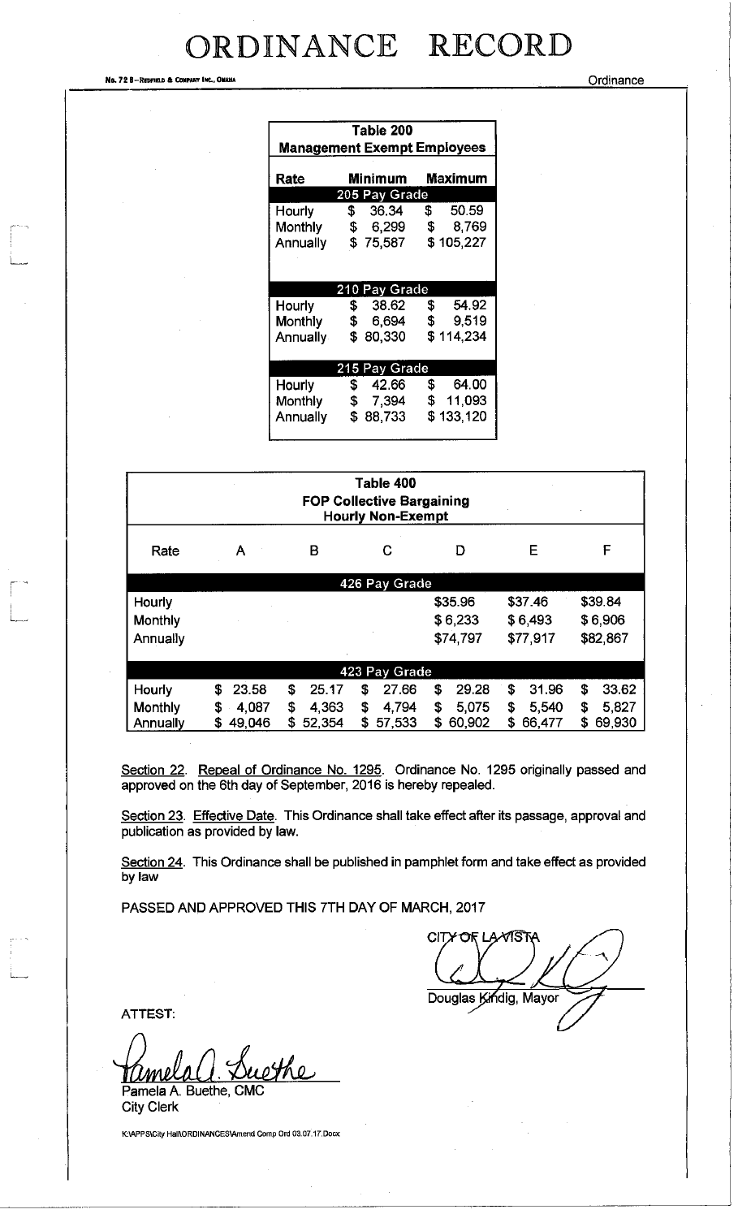**Table 200**
**Management Exempt Employees**

| Rate | Minimum | Maximum |
|---|---|---|
| **205 Pay Grade** | | |
| Hourly | $ 36.34 | $ 50.59 |
| Monthly | $ 6,299 | $ 8,769 |
| Annually | $ 75,587 | $ 105,227 |
| **210 Pay Grade** | | |
| Hourly | $ 38.62 | $ 54.92 |
| Monthly | $ 6,694 | $ 9,519 |
| Annually | $ 80,330 | $ 114,234 |
| **215 Pay Grade** | | |
| Hourly | $ 42.66 | $ 64.00 |
| Monthly | $ 7,394 | $ 11,093 |
| Annually | $ 88,733 | $ 133,120 |

**Table 400**
**FOP Collective Bargaining**
**Hourly Non-Exempt**

| Rate | A | B | C | D | E | F |
|---|---|---|---|---|---|---|
| **426 Pay Grade** | | | | | | |
| Hourly | | | | $35.96 | $37.46 | $39.84 |
| Monthly | | | | $ 6,233 | $ 6,493 | $ 6,906 |
| Annually | | | | $74,797 | $77,917 | $82,867 |
| **423 Pay Grade** | | | | | | |
| Hourly | $ 23.58 | $ 25.17 | $ 27.66 | $ 29.28 | $ 31.96 | $ 33.62 |
| Monthly | $ 4,087 | $ 4,363 | $ 4,794 | $ 5,075 | $ 5,540 | $ 5,827 |
| Annually | $ 49,046 | $ 52,354 | $ 57,533 | $ 60,902 | $ 66,477 | $ 69,930 |

Section 22. Repeal of Ordinance No. 1295. Ordinance No. 1295 originally passed and approved on the 6th day of September, 2016 is hereby repealed.

Section 23. Effective Date. This Ordinance shall take effect after its passage, approval and publication as provided by law.

Section 24. This Ordinance shall be published in pamphlet form and take effect as provided by law

PASSED AND APPROVED THIS 7TH DAY OF MARCH, 2017

CITY OF LA VISTA

Douglas Kindig, Mayor

ATTEST:

Pamela A. Buethe, CMC
City Clerk

K:\APPS\City Hall\ORDINANCES\Amend Comp Ord 03.07.17.Docx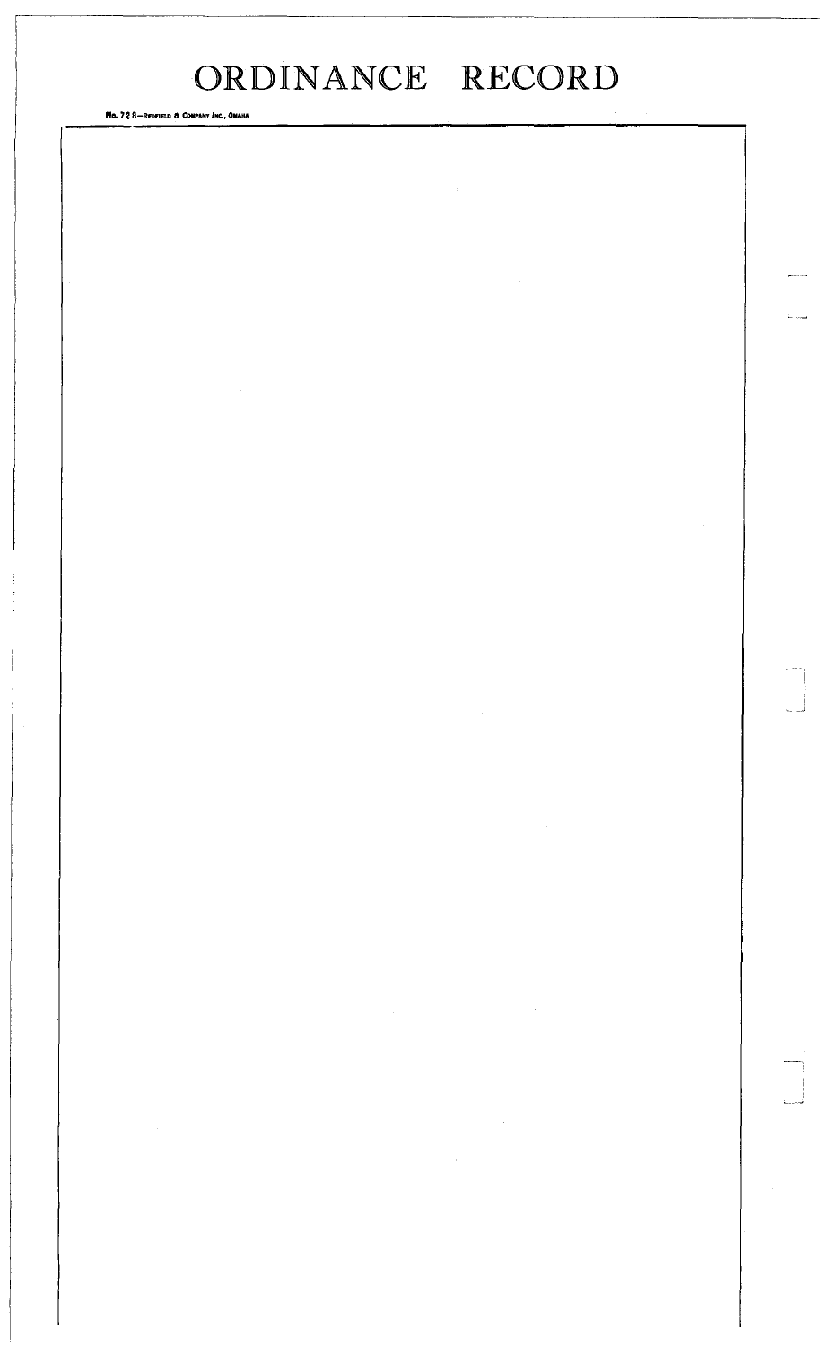# ORDINANCE RECORD

No. 72 8—Redfield & Company Inc., Omaha